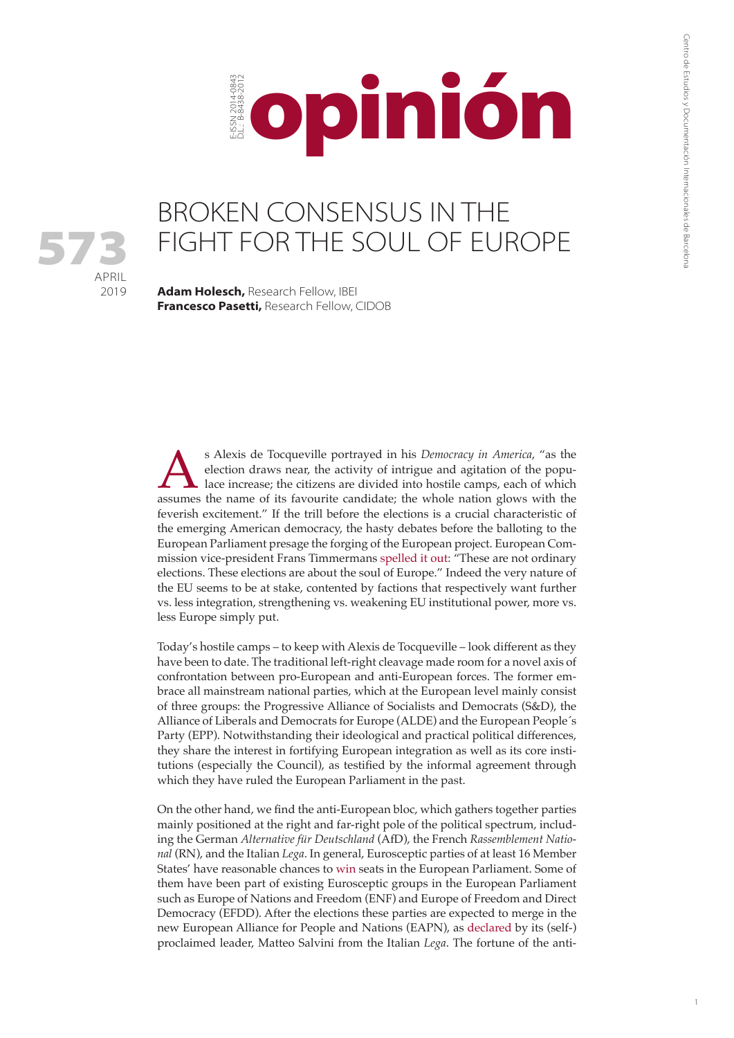opinión

E-ISSN 2014-0843
D.L.: B-8438-2012

**573**
APRIL
2019

# BROKEN CONSENSUS IN THE FIGHT FOR THE SOUL OF EUROPE

**Adam Holesch,** Research Fellow, IBEI
**Francesco Pasetti,** Research Fellow, CIDOB

As Alexis de Tocqueville portrayed in his *Democracy in America*, "as the election draws near, the activity of intrigue and agitation of the populace increase; the citizens are divided into hostile camps, each of which assumes the name of its favourite candidate; the whole nation glows with the feverish excitement." If the trill before the elections is a crucial characteristic of the emerging American democracy, the hasty debates before the balloting to the European Parliament presage the forging of the European project. European Commission vice-president Frans Timmermans spelled it out: "These are not ordinary elections. These elections are about the soul of Europe." Indeed the very nature of the EU seems to be at stake, contended by factions that respectively want further vs. less integration, strengthening vs. weakening EU institutional power, more vs. less Europe simply put.

Today's hostile camps – to keep with Alexis de Tocqueville – look different as they have been to date. The traditional left-right cleavage made room for a novel axis of confrontation between pro-European and anti-European forces. The former embrace all mainstream national parties, which at the European level mainly consist of three groups: the Progressive Alliance of Socialists and Democrats (S&D), the Alliance of Liberals and Democrats for Europe (ALDE) and the European People´s Party (EPP). Notwithstanding their ideological and practical political differences, they share the interest in fortifying European integration as well as its core institutions (especially the Council), as testified by the informal agreement through which they have ruled the European Parliament in the past.

On the other hand, we find the anti-European bloc, which gathers together parties mainly positioned at the right and far-right pole of the political spectrum, including the German *Alternative für Deutschland* (AfD), the French *Rassemblement National* (RN), and the Italian *Lega*. In general, Eurosceptic parties of at least 16 Member States' have reasonable chances to win seats in the European Parliament. Some of them have been part of existing Eurosceptic groups in the European Parliament such as Europe of Nations and Freedom (ENF) and Europe of Freedom and Direct Democracy (EFDD). After the elections these parties are expected to merge in the new European Alliance for People and Nations (EAPN), as declared by its (self-) proclaimed leader, Matteo Salvini from the Italian *Lega*. The fortune of the anti-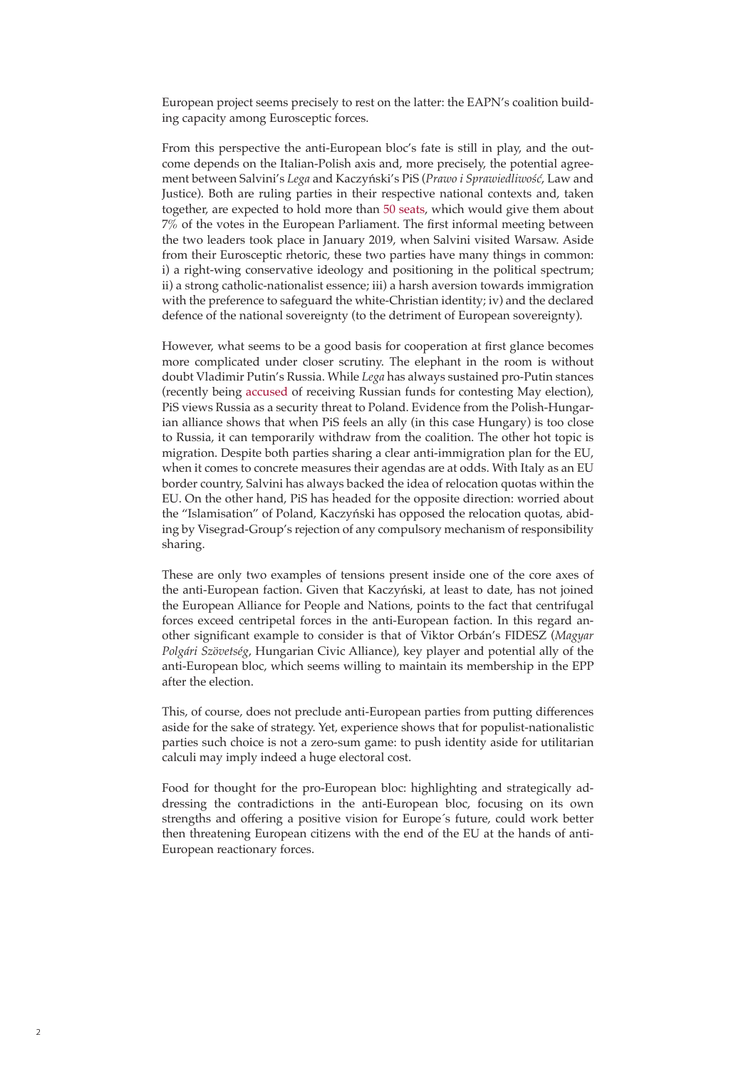European project seems precisely to rest on the latter: the EAPN's coalition building capacity among Eurosceptic forces.

From this perspective the anti-European bloc's fate is still in play, and the outcome depends on the Italian-Polish axis and, more precisely, the potential agreement between Salvini's *Lega* and Kaczyński's PiS (*Prawo i Sprawiedliwość*, Law and Justice). Both are ruling parties in their respective national contexts and, taken together, are expected to hold more than 50 seats, which would give them about 7% of the votes in the European Parliament. The first informal meeting between the two leaders took place in January 2019, when Salvini visited Warsaw. Aside from their Eurosceptic rhetoric, these two parties have many things in common: i) a right-wing conservative ideology and positioning in the political spectrum; ii) a strong catholic-nationalist essence; iii) a harsh aversion towards immigration with the preference to safeguard the white-Christian identity; iv) and the declared defence of the national sovereignty (to the detriment of European sovereignty).

However, what seems to be a good basis for cooperation at first glance becomes more complicated under closer scrutiny. The elephant in the room is without doubt Vladimir Putin's Russia. While *Lega* has always sustained pro-Putin stances (recently being accused of receiving Russian funds for contesting May election), PiS views Russia as a security threat to Poland. Evidence from the Polish-Hungarian alliance shows that when PiS feels an ally (in this case Hungary) is too close to Russia, it can temporarily withdraw from the coalition. The other hot topic is migration. Despite both parties sharing a clear anti-immigration plan for the EU, when it comes to concrete measures their agendas are at odds. With Italy as an EU border country, Salvini has always backed the idea of relocation quotas within the EU. On the other hand, PiS has headed for the opposite direction: worried about the "Islamisation" of Poland, Kaczyński has opposed the relocation quotas, abiding by Visegrad-Group's rejection of any compulsory mechanism of responsibility sharing.

These are only two examples of tensions present inside one of the core axes of the anti-European faction. Given that Kaczyński, at least to date, has not joined the European Alliance for People and Nations, points to the fact that centrifugal forces exceed centripetal forces in the anti-European faction. In this regard another significant example to consider is that of Viktor Orbán's FIDESZ (*Magyar Polgári Szövetség*, Hungarian Civic Alliance), key player and potential ally of the anti-European bloc, which seems willing to maintain its membership in the EPP after the election.

This, of course, does not preclude anti-European parties from putting differences aside for the sake of strategy. Yet, experience shows that for populist-nationalistic parties such choice is not a zero-sum game: to push identity aside for utilitarian calculi may imply indeed a huge electoral cost.

Food for thought for the pro-European bloc: highlighting and strategically addressing the contradictions in the anti-European bloc, focusing on its own strengths and offering a positive vision for Europe´s future, could work better then threatening European citizens with the end of the EU at the hands of anti-European reactionary forces.